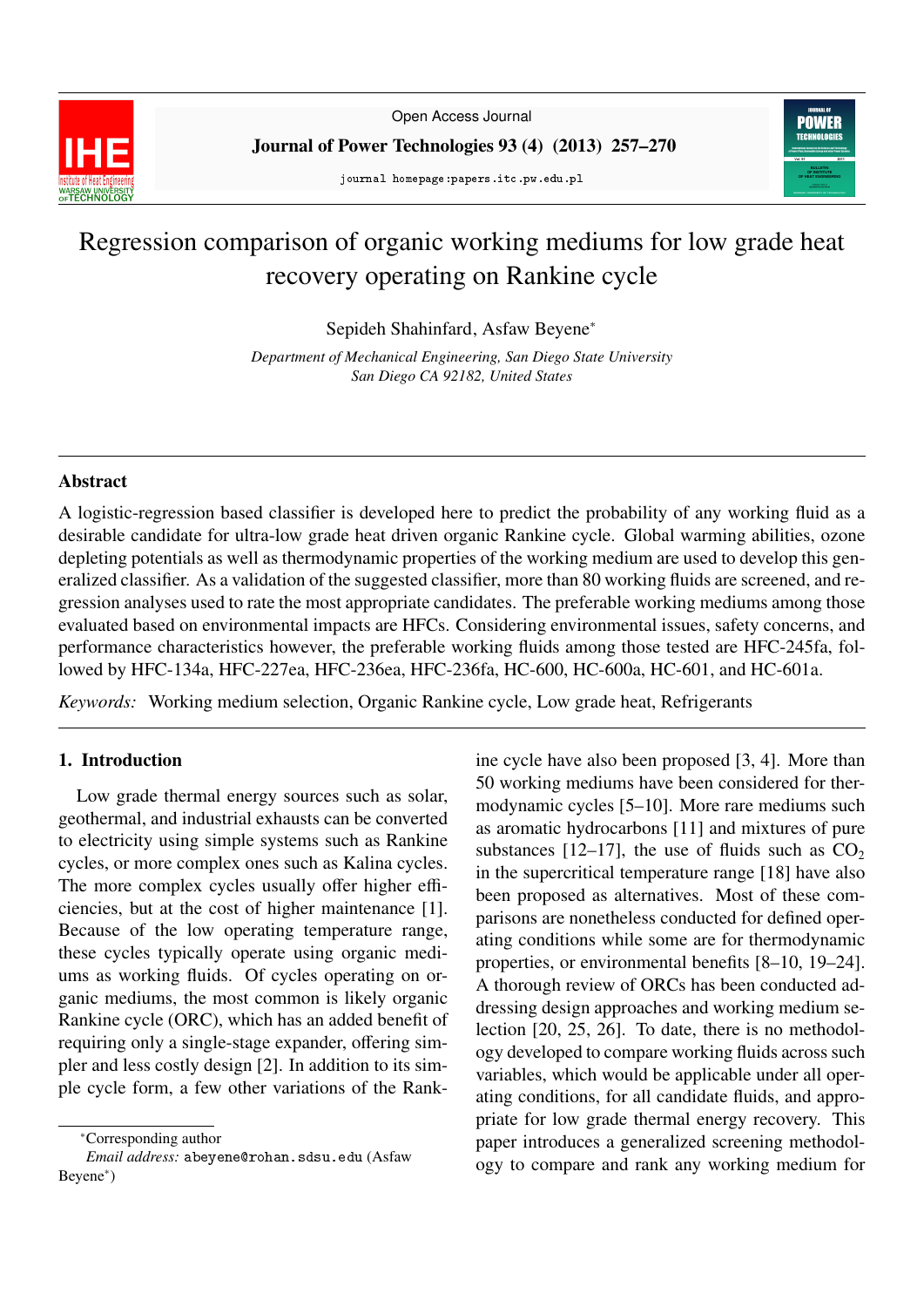# Regression comparison of organic working mediums for low grade heat recovery operating on Rankine cycle

Sepideh Shahinfard, Asfaw Beyene*

*Department of Mechanical Engineering, San Diego State University*
*San Diego CA 92182, United States*

---

## Abstract

A logistic-regression based classifier is developed here to predict the probability of any working fluid as a desirable candidate for ultra-low grade heat driven organic Rankine cycle. Global warming abilities, ozone depleting potentials as well as thermodynamic properties of the working medium are used to develop this generalized classifier. As a validation of the suggested classifier, more than 80 working fluids are screened, and regression analyses used to rate the most appropriate candidates. The preferable working mediums among those evaluated based on environmental impacts are HFCs. Considering environmental issues, safety concerns, and performance characteristics however, the preferable working fluids among those tested are HFC-245fa, followed by HFC-134a, HFC-227ea, HFC-236ea, HFC-236fa, HC-600, HC-600a, HC-601, and HC-601a.

*Keywords:* Working medium selection, Organic Rankine cycle, Low grade heat, Refrigerants

---

## 1. Introduction

Low grade thermal energy sources such as solar, geothermal, and industrial exhausts can be converted to electricity using simple systems such as Rankine cycles, or more complex ones such as Kalina cycles. The more complex cycles usually offer higher efficiencies, but at the cost of higher maintenance [1]. Because of the low operating temperature range, these cycles typically operate using organic mediums as working fluids. Of cycles operating on organic mediums, the most common is likely organic Rankine cycle (ORC), which has an added benefit of requiring only a single-stage expander, offering simpler and less costly design [2]. In addition to its simple cycle form, a few other variations of the Rankine cycle have also been proposed [3, 4]. More than 50 working mediums have been considered for thermodynamic cycles [5–10]. More rare mediums such as aromatic hydrocarbons [11] and mixtures of pure substances [12–17], the use of fluids such as $CO_2$ in the supercritical temperature range [18] have also been proposed as alternatives. Most of these comparisons are nonetheless conducted for defined operating conditions while some are for thermodynamic properties, or environmental benefits [8–10, 19–24]. A thorough review of ORCs has been conducted addressing design approaches and working medium selection [20, 25, 26]. To date, there is no methodology developed to compare working fluids across such variables, which would be applicable under all operating conditions, for all candidate fluids, and appropriate for low grade thermal energy recovery. This paper introduces a generalized screening methodology to compare and rank any working medium for

---

*Corresponding author
*Email address:* abeyene@rohan.sdsu.edu (Asfaw Beyene*)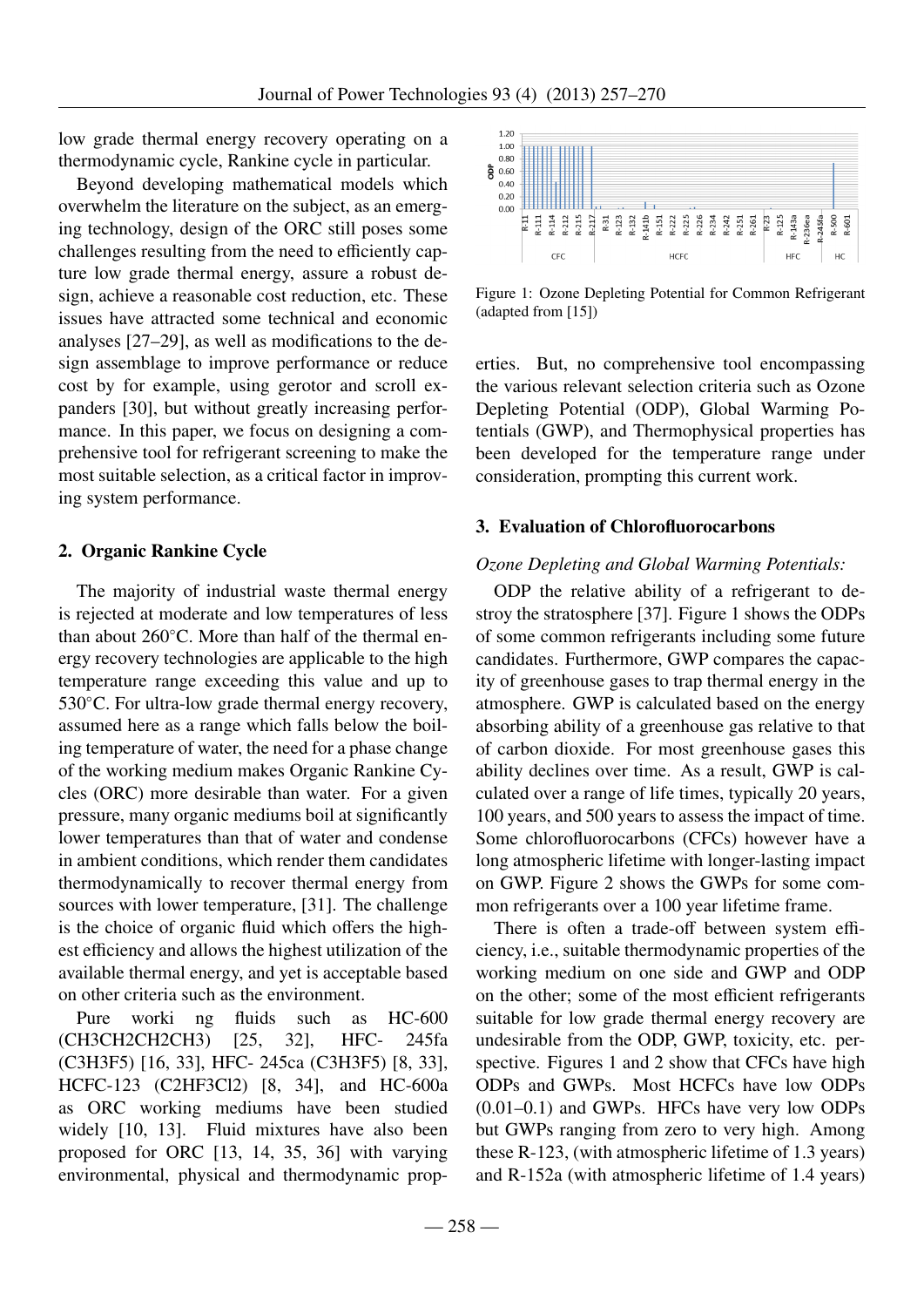low grade thermal energy recovery operating on a thermodynamic cycle, Rankine cycle in particular.

Beyond developing mathematical models which overwhelm the literature on the subject, as an emerging technology, design of the ORC still poses some challenges resulting from the need to efficiently capture low grade thermal energy, assure a robust design, achieve a reasonable cost reduction, etc. These issues have attracted some technical and economic analyses [27–29], as well as modifications to the design assemblage to improve performance or reduce cost by for example, using gerotor and scroll expanders [30], but without greatly increasing performance. In this paper, we focus on designing a comprehensive tool for refrigerant screening to make the most suitable selection, as a critical factor in improving system performance.

## 2. Organic Rankine Cycle

The majority of industrial waste thermal energy is rejected at moderate and low temperatures of less than about 260°C. More than half of the thermal energy recovery technologies are applicable to the high temperature range exceeding this value and up to 530°C. For ultra-low grade thermal energy recovery, assumed here as a range which falls below the boiling temperature of water, the need for a phase change of the working medium makes Organic Rankine Cycles (ORC) more desirable than water. For a given pressure, many organic mediums boil at significantly lower temperatures than that of water and condense in ambient conditions, which render them candidates thermodynamically to recover thermal energy from sources with lower temperature, [31]. The challenge is the choice of organic fluid which offers the highest efficiency and allows the highest utilization of the available thermal energy, and yet is acceptable based on other criteria such as the environment.

Pure worki ng fluids such as HC-600 ($CH_3CH_2CH_2CH_3$) [25, 32], HFC- 245fa ($C_3H_3F_5$) [16, 33], HFC- 245ca ($C_3H_3F_5$) [8, 33], HCFC-123 ($C_2HF_3Cl_2$) [8, 34], and HC-600a as ORC working mediums have been studied widely [10, 13]. Fluid mixtures have also been proposed for ORC [13, 14, 35, 36] with varying environmental, physical and thermodynamic properties. But, no comprehensive tool encompassing the various relevant selection criteria such as Ozone Depleting Potential (ODP), Global Warming Potentials (GWP), and Thermophysical properties has been developed for the temperature range under consideration, prompting this current work.

Figure 1: Ozone Depleting Potential for Common Refrigerant (adapted from [15])

## 3. Evaluation of Chlorofluorocarbons

*Ozone Depleting and Global Warming Potentials:*

ODP the relative ability of a refrigerant to destroy the stratosphere [37]. Figure 1 shows the ODPs of some common refrigerants including some future candidates. Furthermore, GWP compares the capacity of greenhouse gases to trap thermal energy in the atmosphere. GWP is calculated based on the energy absorbing ability of a greenhouse gas relative to that of carbon dioxide. For most greenhouse gases this ability declines over time. As a result, GWP is calculated over a range of life times, typically 20 years, 100 years, and 500 years to assess the impact of time. Some chlorofluorocarbons (CFCs) however have a long atmospheric lifetime with longer-lasting impact on GWP. Figure 2 shows the GWPs for some common refrigerants over a 100 year lifetime frame.

There is often a trade-off between system efficiency, i.e., suitable thermodynamic properties of the working medium on one side and GWP and ODP on the other; some of the most efficient refrigerants suitable for low grade thermal energy recovery are undesirable from the ODP, GWP, toxicity, etc. perspective. Figures 1 and 2 show that CFCs have high ODPs and GWPs. Most HCFCs have low ODPs (0.01–0.1) and GWPs. HFCs have very low ODPs but GWPs ranging from zero to very high. Among these R-123, (with atmospheric lifetime of 1.3 years) and R-152a (with atmospheric lifetime of 1.4 years)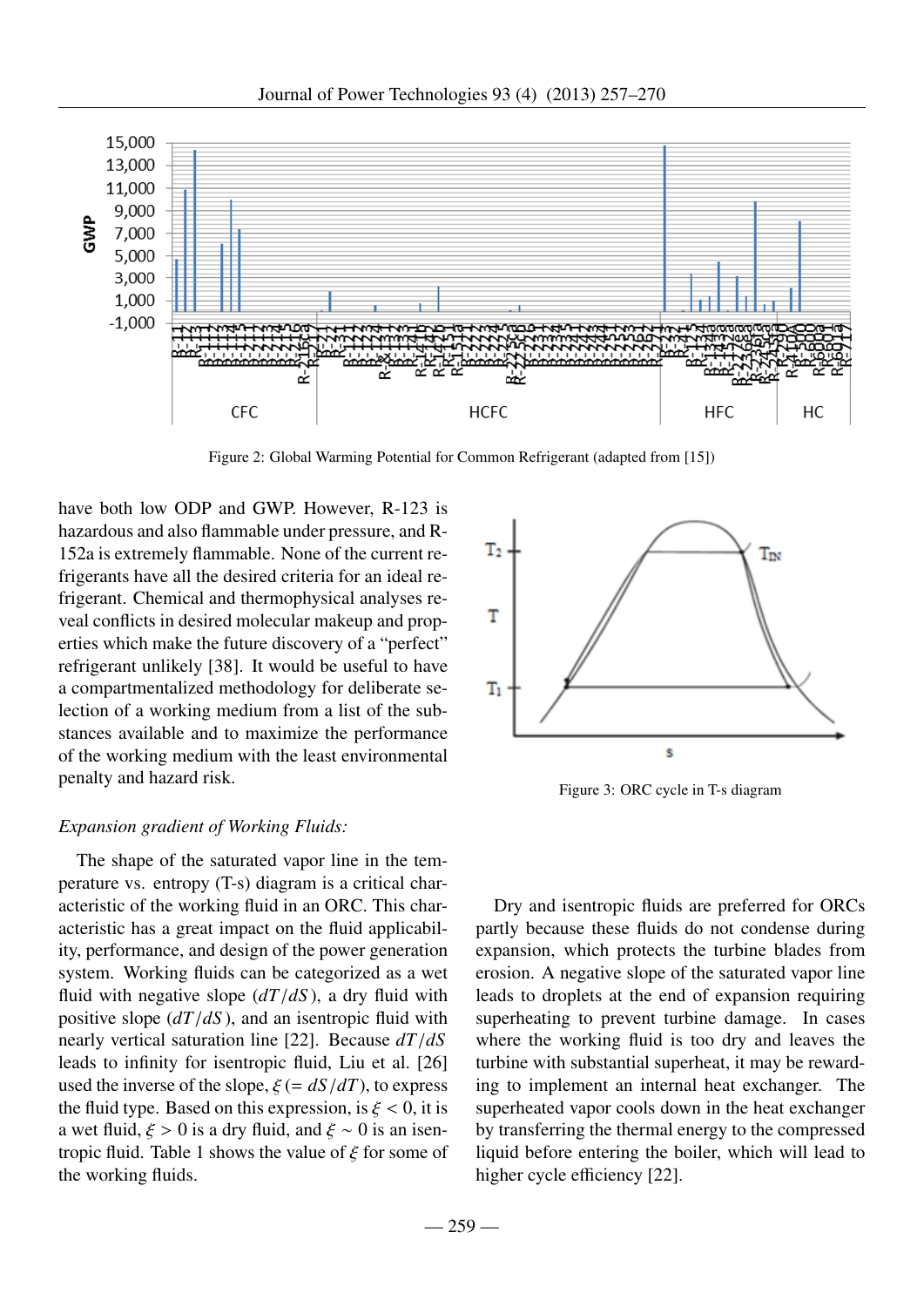Figure 2: Global Warming Potential for Common Refrigerant (adapted from [15])

have both low ODP and GWP. However, R-123 is hazardous and also flammable under pressure, and R-152a is extremely flammable. None of the current refrigerants have all the desired criteria for an ideal refrigerant. Chemical and thermophysical analyses reveal conflicts in desired molecular makeup and properties which make the future discovery of a "perfect" refrigerant unlikely [38]. It would be useful to have a compartmentalized methodology for deliberate selection of a working medium from a list of the substances available and to maximize the performance of the working medium with the least environmental penalty and hazard risk.

*Expansion gradient of Working Fluids:*

The shape of the saturated vapor line in the temperature vs. entropy (T-s) diagram is a critical characteristic of the working fluid in an ORC. This characteristic has a great impact on the fluid applicability, performance, and design of the power generation system. Working fluids can be categorized as a wet fluid with negative slope ($dT/dS$), a dry fluid with positive slope ($dT/dS$), and an isentropic fluid with nearly vertical saturation line [22]. Because $dT/dS$ leads to infinity for isentropic fluid, Liu et al. [26] used the inverse of the slope, $\xi$ $(= dS/dT)$, to express the fluid type. Based on this expression, is $\xi < 0$, it is a wet fluid, $\xi > 0$ is a dry fluid, and $\xi \sim 0$ is an isentropic fluid. Table 1 shows the value of $\xi$ for some of the working fluids.

Figure 3: ORC cycle in T-s diagram

Dry and isentropic fluids are preferred for ORCs partly because these fluids do not condense during expansion, which protects the turbine blades from erosion. A negative slope of the saturated vapor line leads to droplets at the end of expansion requiring superheating to prevent turbine damage. In cases where the working fluid is too dry and leaves the turbine with substantial superheat, it may be rewarding to implement an internal heat exchanger. The superheated vapor cools down in the heat exchanger by transferring the thermal energy to the compressed liquid before entering the boiler, which will lead to higher cycle efficiency [22].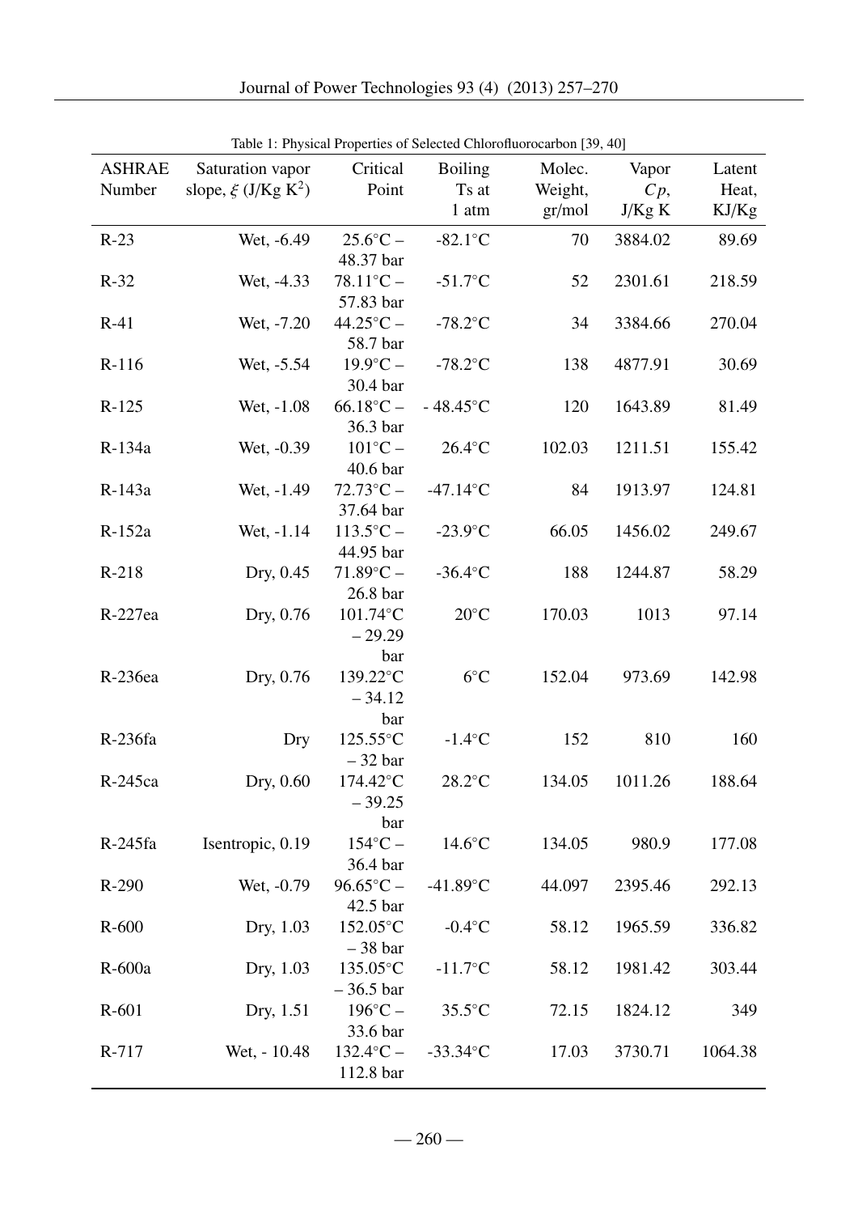Table 1: Physical Properties of Selected Chlorofluorocarbon [39, 40]

| ASHRAE Number | Saturation vapor slope, $\xi$ (J/Kg $K^2$) | Critical Point | Boiling Ts at 1 atm | Molec. Weight, gr/mol | Vapor $Cp$, J/Kg K | Latent Heat, KJ/Kg |
|---|---|---|---|---|---|---|
| R-23 | Wet, -6.49 | 25.6°C – 48.37 bar | -82.1°C | 70 | 3884.02 | 89.69 |
| R-32 | Wet, -4.33 | 78.11°C – 57.83 bar | -51.7°C | 52 | 2301.61 | 218.59 |
| R-41 | Wet, -7.20 | 44.25°C – 58.7 bar | -78.2°C | 34 | 3384.66 | 270.04 |
| R-116 | Wet, -5.54 | 19.9°C – 30.4 bar | -78.2°C | 138 | 4877.91 | 30.69 |
| R-125 | Wet, -1.08 | 66.18°C – 36.3 bar | - 48.45°C | 120 | 1643.89 | 81.49 |
| R-134a | Wet, -0.39 | 101°C – 40.6 bar | 26.4°C | 102.03 | 1211.51 | 155.42 |
| R-143a | Wet, -1.49 | 72.73°C – 37.64 bar | -47.14°C | 84 | 1913.97 | 124.81 |
| R-152a | Wet, -1.14 | 113.5°C – 44.95 bar | -23.9°C | 66.05 | 1456.02 | 249.67 |
| R-218 | Dry, 0.45 | 71.89°C – 26.8 bar | -36.4°C | 188 | 1244.87 | 58.29 |
| R-227ea | Dry, 0.76 | 101.74°C – 29.29 bar | 20°C | 170.03 | 1013 | 97.14 |
| R-236ea | Dry, 0.76 | 139.22°C – 34.12 bar | 6°C | 152.04 | 973.69 | 142.98 |
| R-236fa | Dry | 125.55°C – 32 bar | -1.4°C | 152 | 810 | 160 |
| R-245ca | Dry, 0.60 | 174.42°C – 39.25 bar | 28.2°C | 134.05 | 1011.26 | 188.64 |
| R-245fa | Isentropic, 0.19 | 154°C – 36.4 bar | 14.6°C | 134.05 | 980.9 | 177.08 |
| R-290 | Wet, -0.79 | 96.65°C – 42.5 bar | -41.89°C | 44.097 | 2395.46 | 292.13 |
| R-600 | Dry, 1.03 | 152.05°C – 38 bar | -0.4°C | 58.12 | 1965.59 | 336.82 |
| R-600a | Dry, 1.03 | 135.05°C – 36.5 bar | -11.7°C | 58.12 | 1981.42 | 303.44 |
| R-601 | Dry, 1.51 | 196°C – 33.6 bar | 35.5°C | 72.15 | 1824.12 | 349 |
| R-717 | Wet, - 10.48 | 132.4°C – 112.8 bar | -33.34°C | 17.03 | 3730.71 | 1064.38 |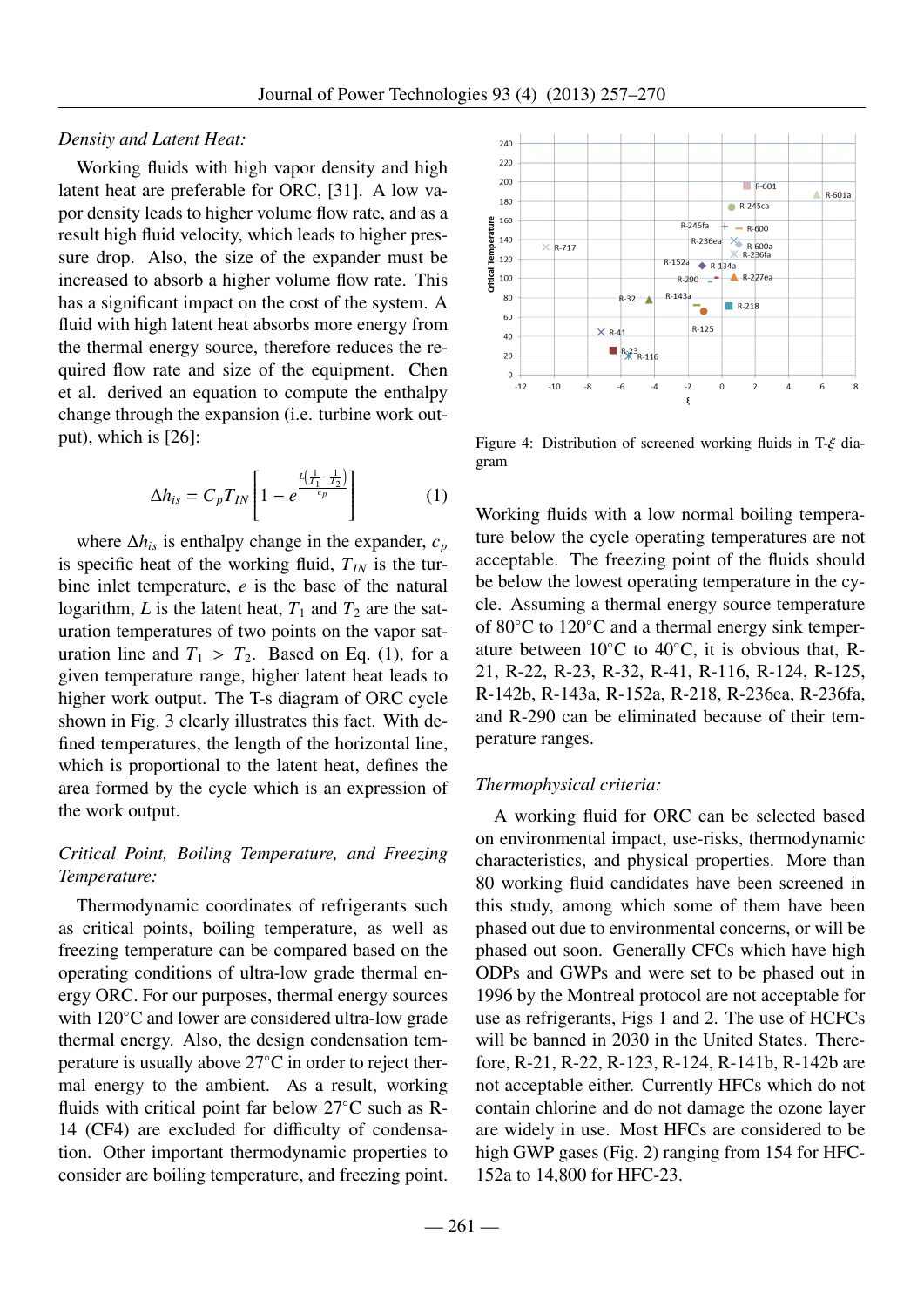*Density and Latent Heat:*

Working fluids with high vapor density and high latent heat are preferable for ORC, [31]. A low vapor density leads to higher volume flow rate, and as a result high fluid velocity, which leads to higher pressure drop. Also, the size of the expander must be increased to absorb a higher volume flow rate. This has a significant impact on the cost of the system. A fluid with high latent heat absorbs more energy from the thermal energy source, therefore reduces the required flow rate and size of the equipment. Chen et al. derived an equation to compute the enthalpy change through the expansion (i.e. turbine work output), which is [26]:

$$\Delta h_{is} = C_p T_{IN} \left[ 1 - e^{\frac{L\left(\frac{1}{T_1} - \frac{1}{T_2}\right)}{c_p}} \right] \quad (1)$$

where $\Delta h_{is}$ is enthalpy change in the expander, $c_p$ is specific heat of the working fluid, $T_{IN}$ is the turbine inlet temperature, $e$ is the base of the natural logarithm, $L$ is the latent heat, $T_1$ and $T_2$ are the saturation temperatures of two points on the vapor saturation line and $T_1 > T_2$. Based on Eq. (1), for a given temperature range, higher latent heat leads to higher work output. The T-s diagram of ORC cycle shown in Fig. 3 clearly illustrates this fact. With defined temperatures, the length of the horizontal line, which is proportional to the latent heat, defines the area formed by the cycle which is an expression of the work output.

*Critical Point, Boiling Temperature, and Freezing Temperature:*

Thermodynamic coordinates of refrigerants such as critical points, boiling temperature, as well as freezing temperature can be compared based on the operating conditions of ultra-low grade thermal energy ORC. For our purposes, thermal energy sources with 120°C and lower are considered ultra-low grade thermal energy. Also, the design condensation temperature is usually above 27°C in order to reject thermal energy to the ambient. As a result, working fluids with critical point far below 27°C such as R-14 ($CF_4$) are excluded for difficulty of condensation. Other important thermodynamic properties to consider are boiling temperature, and freezing point.

Figure 4: Distribution of screened working fluids in T-$\xi$ diagram

Working fluids with a low normal boiling temperature below the cycle operating temperatures are not acceptable. The freezing point of the fluids should be below the lowest operating temperature in the cycle. Assuming a thermal energy source temperature of 80°C to 120°C and a thermal energy sink temperature between 10°C to 40°C, it is obvious that, R-21, R-22, R-23, R-32, R-41, R-116, R-124, R-125, R-142b, R-143a, R-152a, R-218, R-236ea, R-236fa, and R-290 can be eliminated because of their temperature ranges.

*Thermophysical criteria:*

A working fluid for ORC can be selected based on environmental impact, use-risks, thermodynamic characteristics, and physical properties. More than 80 working fluid candidates have been screened in this study, among which some of them have been phased out due to environmental concerns, or will be phased out soon. Generally CFCs which have high ODPs and GWPs and were set to be phased out in 1996 by the Montreal protocol are not acceptable for use as refrigerants, Figs 1 and 2. The use of HCFCs will be banned in 2030 in the United States. Therefore, R-21, R-22, R-123, R-124, R-141b, R-142b are not acceptable either. Currently HFCs which do not contain chlorine and do not damage the ozone layer are widely in use. Most HFCs are considered to be high GWP gases (Fig. 2) ranging from 154 for HFC-152a to 14,800 for HFC-23.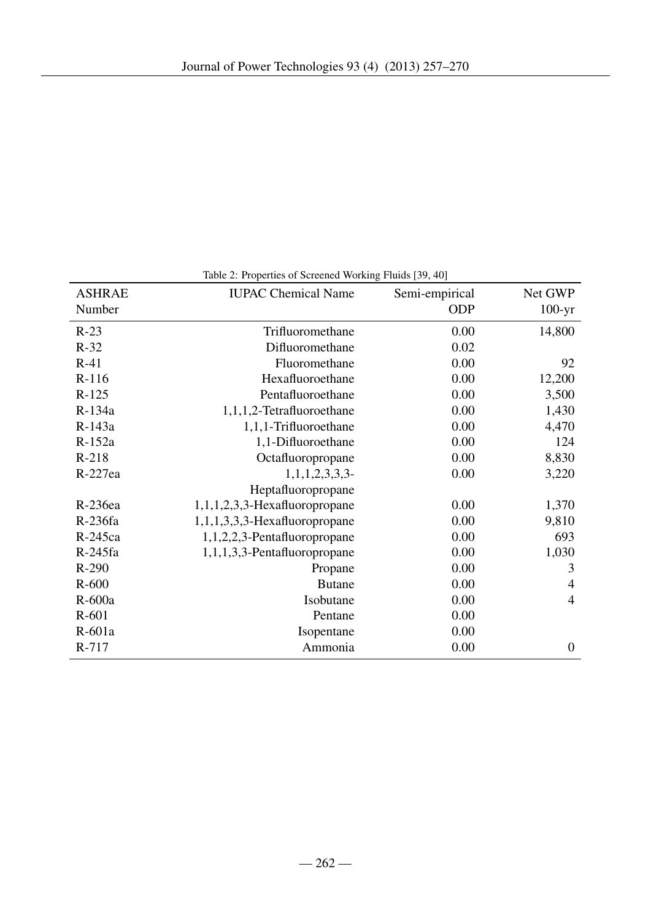Table 2: Properties of Screened Working Fluids [39, 40]

| ASHRAE Number | IUPAC Chemical Name | Semi-empirical ODP | Net GWP 100-yr |
|---|---|---|---|
| R-23 | Trifluoromethane | 0.00 | 14,800 |
| R-32 | Difluoromethane | 0.02 | |
| R-41 | Fluoromethane | 0.00 | 92 |
| R-116 | Hexafluoroethane | 0.00 | 12,200 |
| R-125 | Pentafluoroethane | 0.00 | 3,500 |
| R-134a | 1,1,1,2-Tetrafluoroethane | 0.00 | 1,430 |
| R-143a | 1,1,1-Trifluoroethane | 0.00 | 4,470 |
| R-152a | 1,1-Difluoroethane | 0.00 | 124 |
| R-218 | Octafluoropropane | 0.00 | 8,830 |
| R-227ea | 1,1,1,2,3,3,3-Heptafluoropropane | 0.00 | 3,220 |
| R-236ea | 1,1,1,2,3,3-Hexafluoropropane | 0.00 | 1,370 |
| R-236fa | 1,1,1,3,3,3-Hexafluoropropane | 0.00 | 9,810 |
| R-245ca | 1,1,2,2,3-Pentafluoropropane | 0.00 | 693 |
| R-245fa | 1,1,1,3,3-Pentafluoropropane | 0.00 | 1,030 |
| R-290 | Propane | 0.00 | 3 |
| R-600 | Butane | 0.00 | 4 |
| R-600a | Isobutane | 0.00 | 4 |
| R-601 | Pentane | 0.00 | |
| R-601a | Isopentane | 0.00 | |
| R-717 | Ammonia | 0.00 | 0 |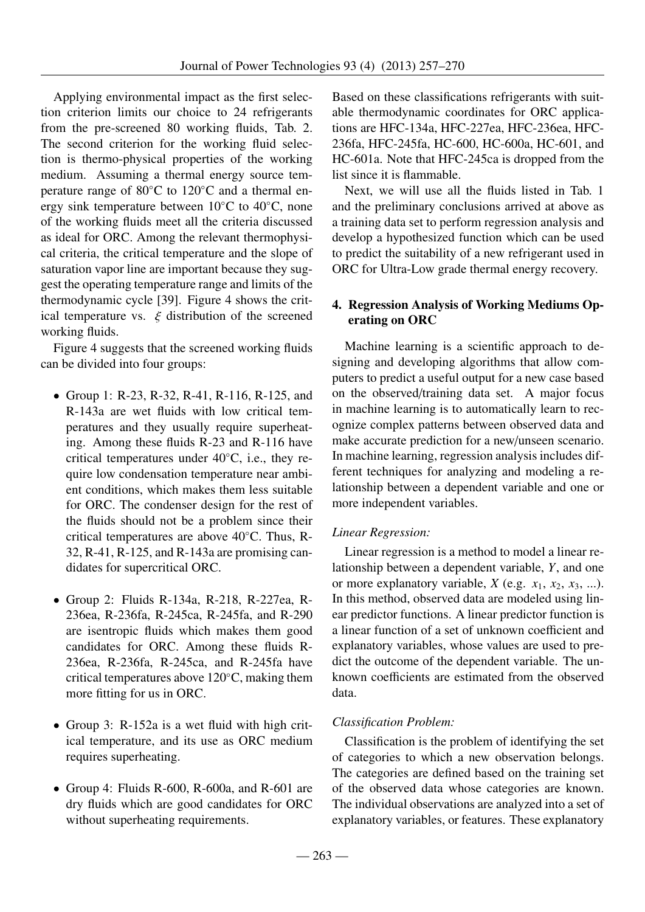Applying environmental impact as the first selection criterion limits our choice to 24 refrigerants from the pre-screened 80 working fluids, Tab. 2. The second criterion for the working fluid selection is thermo-physical properties of the working medium. Assuming a thermal energy source temperature range of 80°C to 120°C and a thermal energy sink temperature between 10°C to 40°C, none of the working fluids meet all the criteria discussed as ideal for ORC. Among the relevant thermophysical criteria, the critical temperature and the slope of saturation vapor line are important because they suggest the operating temperature range and limits of the thermodynamic cycle [39]. Figure 4 shows the critical temperature vs. $\xi$ distribution of the screened working fluids.

Figure 4 suggests that the screened working fluids can be divided into four groups:

- Group 1: R-23, R-32, R-41, R-116, R-125, and R-143a are wet fluids with low critical temperatures and they usually require superheating. Among these fluids R-23 and R-116 have critical temperatures under 40°C, i.e., they require low condensation temperature near ambient conditions, which makes them less suitable for ORC. The condenser design for the rest of the fluids should not be a problem since their critical temperatures are above 40°C. Thus, R-32, R-41, R-125, and R-143a are promising candidates for supercritical ORC.
- Group 2: Fluids R-134a, R-218, R-227ea, R-236ea, R-236fa, R-245ca, R-245fa, and R-290 are isentropic fluids which makes them good candidates for ORC. Among these fluids R-236ea, R-236fa, R-245ca, and R-245fa have critical temperatures above 120°C, making them more fitting for us in ORC.
- Group 3: R-152a is a wet fluid with high critical temperature, and its use as ORC medium requires superheating.
- Group 4: Fluids R-600, R-600a, and R-601 are dry fluids which are good candidates for ORC without superheating requirements.

Based on these classifications refrigerants with suitable thermodynamic coordinates for ORC applications are HFC-134a, HFC-227ea, HFC-236ea, HFC-236fa, HFC-245fa, HC-600, HC-600a, HC-601, and HC-601a. Note that HFC-245ca is dropped from the list since it is flammable.

Next, we will use all the fluids listed in Tab. 1 and the preliminary conclusions arrived at above as a training data set to perform regression analysis and develop a hypothesized function which can be used to predict the suitability of a new refrigerant used in ORC for Ultra-Low grade thermal energy recovery.

## 4. Regression Analysis of Working Mediums Operating on ORC

Machine learning is a scientific approach to designing and developing algorithms that allow computers to predict a useful output for a new case based on the observed/training data set. A major focus in machine learning is to automatically learn to recognize complex patterns between observed data and make accurate prediction for a new/unseen scenario. In machine learning, regression analysis includes different techniques for analyzing and modeling a relationship between a dependent variable and one or more independent variables.

*Linear Regression:*

Linear regression is a method to model a linear relationship between a dependent variable, $Y$, and one or more explanatory variable, $X$ (e.g. $x_1$, $x_2$, $x_3$, ...). In this method, observed data are modeled using linear predictor functions. A linear predictor function is a linear function of a set of unknown coefficient and explanatory variables, whose values are used to predict the outcome of the dependent variable. The unknown coefficients are estimated from the observed data.

*Classification Problem:*

Classification is the problem of identifying the set of categories to which a new observation belongs. The categories are defined based on the training set of the observed data whose categories are known. The individual observations are analyzed into a set of explanatory variables, or features. These explanatory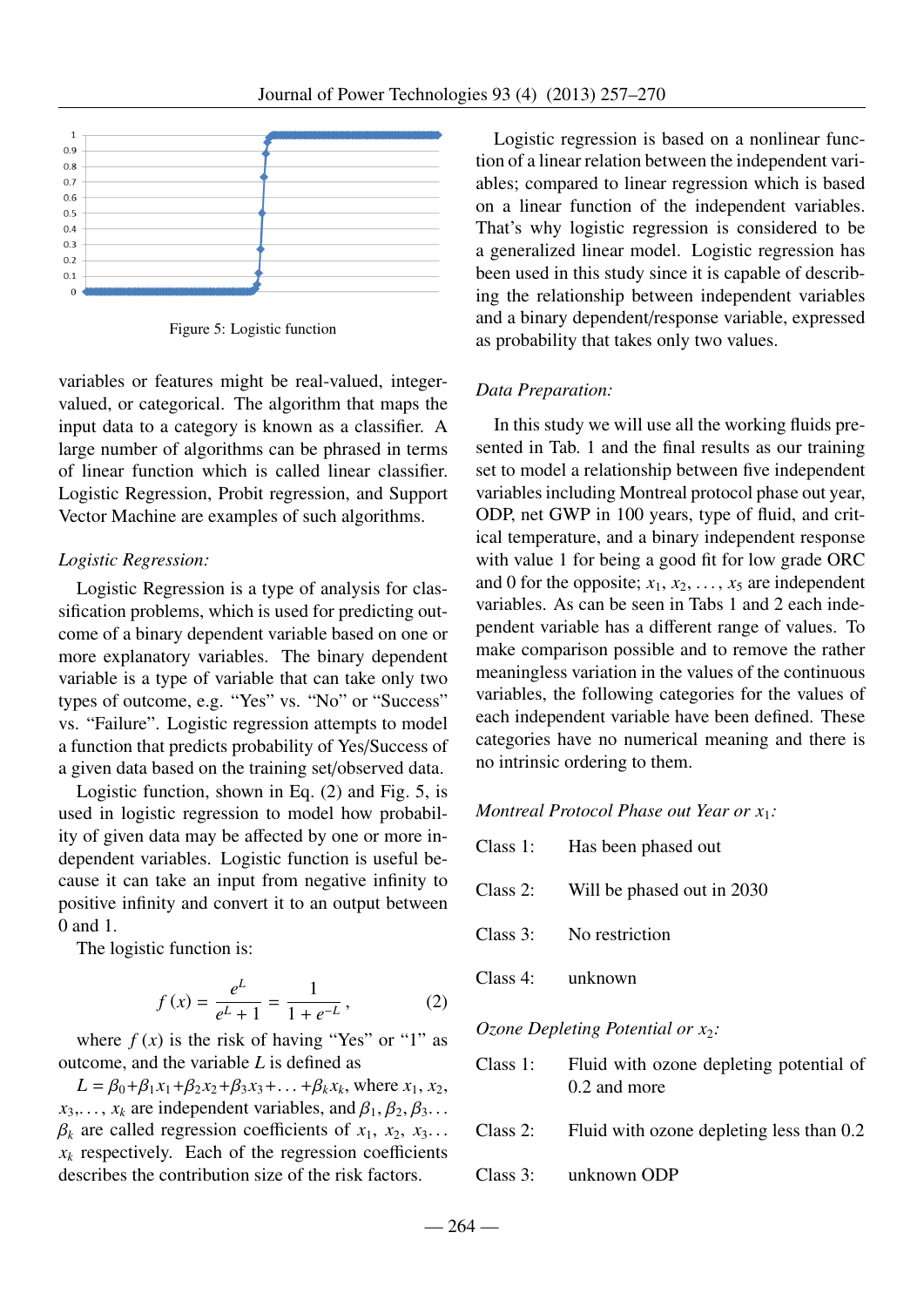Figure 5: Logistic function

variables or features might be real-valued, integer-valued, or categorical. The algorithm that maps the input data to a category is known as a classifier. A large number of algorithms can be phrased in terms of linear function which is called linear classifier. Logistic Regression, Probit regression, and Support Vector Machine are examples of such algorithms.

*Logistic Regression:*

Logistic Regression is a type of analysis for classification problems, which is used for predicting outcome of a binary dependent variable based on one or more explanatory variables. The binary dependent variable is a type of variable that can take only two types of outcome, e.g. "Yes" vs. "No" or "Success" vs. "Failure". Logistic regression attempts to model a function that predicts probability of Yes/Success of a given data based on the training set/observed data.

Logistic function, shown in Eq. (2) and Fig. 5, is used in logistic regression to model how probability of given data may be affected by one or more independent variables. Logistic function is useful because it can take an input from negative infinity to positive infinity and convert it to an output between 0 and 1.

The logistic function is:

$$f(x) = \frac{e^L}{e^L + 1} = \frac{1}{1 + e^{-L}}, \tag{2}$$

where $f(x)$ is the risk of having "Yes" or "1" as outcome, and the variable $L$ is defined as

$L = \beta_0 + \beta_1 x_1 + \beta_2 x_2 + \beta_3 x_3 + \ldots + \beta_k x_k$, where $x_1$, $x_2$, $x_3$, ..., $x_k$ are independent variables, and $\beta_1, \beta_2, \beta_3 \ldots \beta_k$ are called regression coefficients of $x_1$, $x_2$, $x_3 \ldots x_k$ respectively. Each of the regression coefficients describes the contribution size of the risk factors.

Logistic regression is based on a nonlinear function of a linear relation between the independent variables; compared to linear regression which is based on a linear function of the independent variables. That's why logistic regression is considered to be a generalized linear model. Logistic regression has been used in this study since it is capable of describing the relationship between independent variables and a binary dependent/response variable, expressed as probability that takes only two values.

*Data Preparation:*

In this study we will use all the working fluids presented in Tab. 1 and the final results as our training set to model a relationship between five independent variables including Montreal protocol phase out year, ODP, net GWP in 100 years, type of fluid, and critical temperature, and a binary independent response with value 1 for being a good fit for low grade ORC and 0 for the opposite; $x_1$, $x_2$, ..., $x_5$ are independent variables. As can be seen in Tabs 1 and 2 each independent variable has a different range of values. To make comparison possible and to remove the rather meaningless variation in the values of the continuous variables, the following categories for the values of each independent variable have been defined. These categories have no numerical meaning and there is no intrinsic ordering to them.

*Montreal Protocol Phase out Year or $x_1$:*

Class 1: Has been phased out

Class 2: Will be phased out in 2030

Class 3: No restriction

Class 4: unknown

*Ozone Depleting Potential or $x_2$:*

Class 1: Fluid with ozone depleting potential of 0.2 and more

Class 2: Fluid with ozone depleting less than 0.2

Class 3: unknown ODP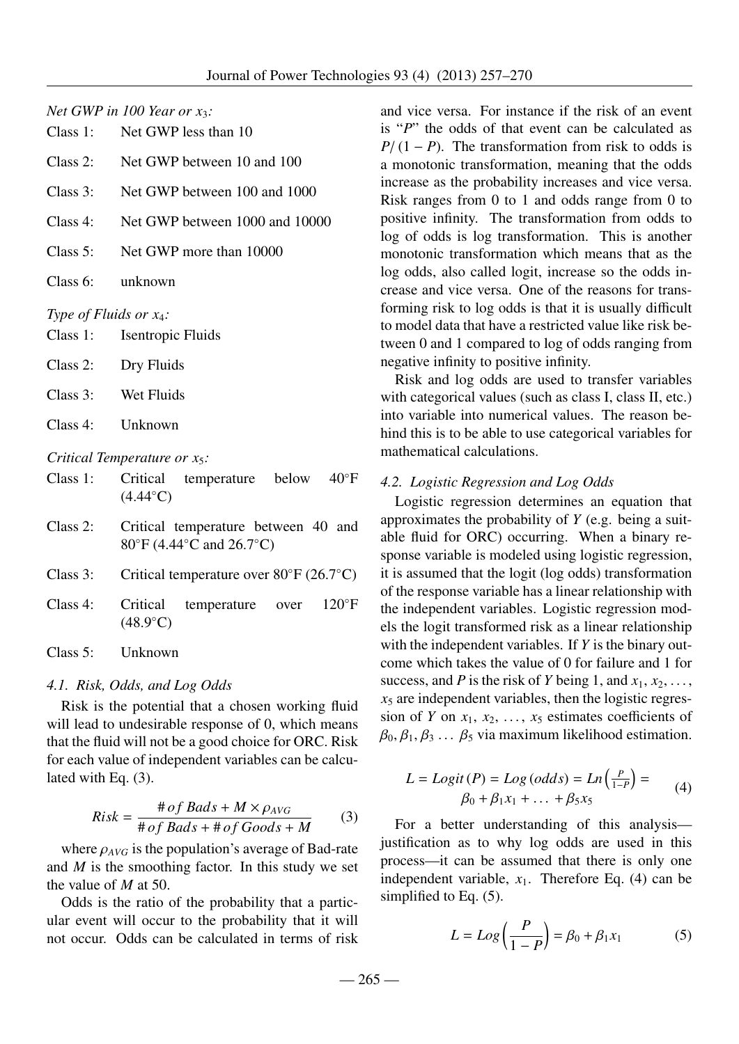*Net GWP in 100 Year or $x_3$:*

Class 1: Net GWP less than 10

Class 2: Net GWP between 10 and 100

Class 3: Net GWP between 100 and 1000

Class 4: Net GWP between 1000 and 10000

Class 5: Net GWP more than 10000

Class 6: unknown

*Type of Fluids or $x_4$:*

Class 1: Isentropic Fluids

Class 2: Dry Fluids

Class 3: Wet Fluids

Class 4: Unknown

*Critical Temperature or $x_5$:*

Class 1: Critical temperature below 40°F (4.44°C)

Class 2: Critical temperature between 40 and 80°F (4.44°C and 26.7°C)

Class 3: Critical temperature over 80°F (26.7°C)

Class 4: Critical temperature over 120°F (48.9°C)

Class 5: Unknown

### 4.1. Risk, Odds, and Log Odds

Risk is the potential that a chosen working fluid will lead to undesirable response of 0, which means that the fluid will not be a good choice for ORC. Risk for each value of independent variables can be calculated with Eq. (3).

$$Risk = \frac{\# of\ Bads + M \times \rho_{AVG}}{\# of\ Bads + \# of\ Goods + M} \quad (3)$$

where $\rho_{AVG}$ is the population's average of Bad-rate and $M$ is the smoothing factor. In this study we set the value of $M$ at 50.

Odds is the ratio of the probability that a particular event will occur to the probability that it will not occur. Odds can be calculated in terms of risk and vice versa. For instance if the risk of an event is "$P$" the odds of that event can be calculated as $P/(1-P)$. The transformation from risk to odds is a monotonic transformation, meaning that the odds increase as the probability increases and vice versa. Risk ranges from 0 to 1 and odds range from 0 to positive infinity. The transformation from odds to log of odds is log transformation. This is another monotonic transformation which means that as the log odds, also called logit, increase so the odds increase and vice versa. One of the reasons for transforming risk to log odds is that it is usually difficult to model data that have a restricted value like risk between 0 and 1 compared to log of odds ranging from negative infinity to positive infinity.

Risk and log odds are used to transfer variables with categorical values (such as class I, class II, etc.) into variable into numerical values. The reason behind this is to be able to use categorical variables for mathematical calculations.

### 4.2. Logistic Regression and Log Odds

Logistic regression determines an equation that approximates the probability of $Y$ (e.g. being a suitable fluid for ORC) occurring. When a binary response variable is modeled using logistic regression, it is assumed that the logit (log odds) transformation of the response variable has a linear relationship with the independent variables. Logistic regression models the logit transformed risk as a linear relationship with the independent variables. If $Y$ is the binary outcome which takes the value of 0 for failure and 1 for success, and $P$ is the risk of $Y$ being 1, and $x_1, x_2, \ldots, x_5$ are independent variables, then the logistic regression of $Y$ on $x_1, x_2, \ldots, x_5$ estimates coefficients of $\beta_0, \beta_1, \beta_3 \ldots \beta_5$ via maximum likelihood estimation.

$$L = Logit(P) = Log(odds) = Ln\left(\frac{P}{1-P}\right) = \beta_0 + \beta_1 x_1 + \ldots + \beta_5 x_5 \quad (4)$$

For a better understanding of this analysis—justification as to why log odds are used in this process—it can be assumed that there is only one independent variable, $x_1$. Therefore Eq. (4) can be simplified to Eq. (5).

$$L = Log\left(\frac{P}{1-P}\right) = \beta_0 + \beta_1 x_1 \quad (5)$$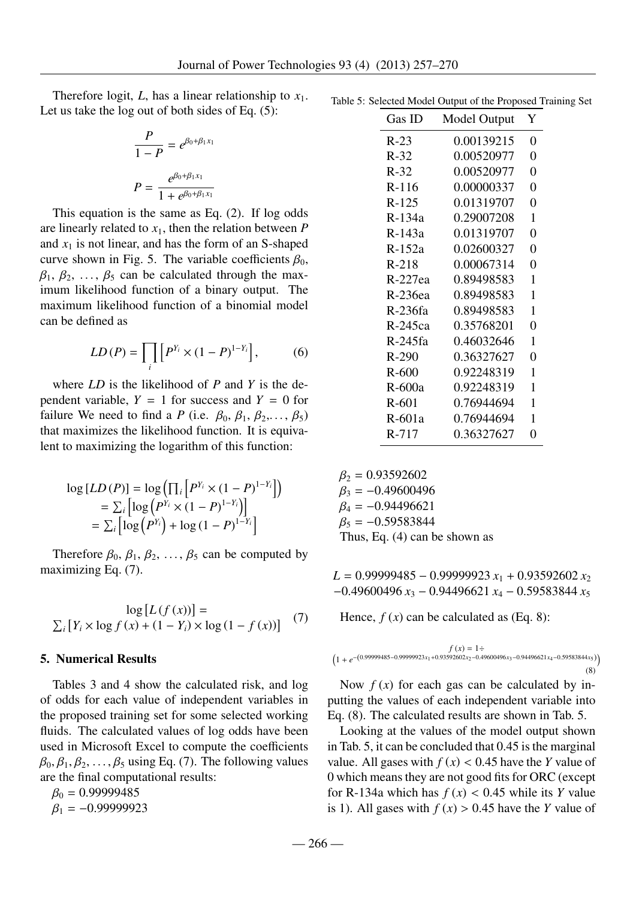Therefore logit, $L$, has a linear relationship to $x_1$. Let us take the log out of both sides of Eq. (5):

$$\frac{P}{1-P} = e^{\beta_0+\beta_1 x_1}$$

$$P = \frac{e^{\beta_0+\beta_1 x_1}}{1+e^{\beta_0+\beta_1 x_1}}$$

This equation is the same as Eq. (2). If log odds are linearly related to $x_1$, then the relation between $P$ and $x_1$ is not linear, and has the form of an S-shaped curve shown in Fig. 5. The variable coefficients $\beta_0$, $\beta_1$, $\beta_2$, …, $\beta_5$ can be calculated through the maximum likelihood function of a binary output. The maximum likelihood function of a binomial model can be defined as

$$LD\,(P) = \prod_i \left[ P^{Y_i} \times (1-P)^{1-Y_i} \right], \tag{6}$$

where $LD$ is the likelihood of $P$ and $Y$ is the dependent variable, $Y = 1$ for success and $Y = 0$ for failure We need to find a $P$ (i.e. $\beta_0$, $\beta_1$, $\beta_2$,…, $\beta_5$) that maximizes the likelihood function. It is equivalent to maximizing the logarithm of this function:

$$\begin{aligned}
\log\left[LD\,(P)\right] &= \log\left(\prod_i \left[P^{Y_i} \times (1-P)^{1-Y_i}\right]\right) \\
&= \sum_i \left[\log\left(P^{Y_i} \times (1-P)^{1-Y_i}\right)\right] \\
&= \sum_i \left[\log\left(P^{Y_i}\right) + \log\left(1-P\right)^{1-Y_i}\right]
\end{aligned}$$

Therefore $\beta_0$, $\beta_1$, $\beta_2$, …, $\beta_5$ can be computed by maximizing Eq. (7).

$$\log\left[L\left(f\left(x\right)\right)\right] = \sum_i \left[Y_i \times \log f\left(x\right) + \left(1-Y_i\right) \times \log\left(1-f\left(x\right)\right)\right] \tag{7}$$

## 5. Numerical Results

Tables 3 and 4 show the calculated risk, and log of odds for each value of independent variables in the proposed training set for some selected working fluids. The calculated values of log odds have been used in Microsoft Excel to compute the coefficients $\beta_0, \beta_1, \beta_2, \ldots, \beta_5$ using Eq. (7). The following values are the final computational results:

$\beta_0 = 0.99999485$
$\beta_1 = -0.99999923$
$\beta_2 = 0.93592602$
$\beta_3 = -0.49600496$
$\beta_4 = -0.94496621$
$\beta_5 = -0.59583844$

Thus, Eq. (4) can be shown as

$$L = 0.99999485 - 0.99999923\,x_1 + 0.93592602\,x_2 - 0.49600496\,x_3 - 0.94496621\,x_4 - 0.59583844\,x_5$$

Hence, $f(x)$ can be calculated as (Eq. 8):

$$f\left(x\right) = 1 \div \left(1 + e^{-\left(0.99999485 - 0.99999923x_1 + 0.93592602x_2 - 0.49600496x_3 - 0.94496621x_4 - 0.59583844x_5\right)}\right) \tag{8}$$

Now $f(x)$ for each gas can be calculated by inputting the values of each independent variable into Eq. (8). The calculated results are shown in Tab. 5.

Table 5: Selected Model Output of the Proposed Training Set

| Gas ID | Model Output | Y |
|---|---|---|
| R-23 | 0.00139215 | 0 |
| R-32 | 0.00520977 | 0 |
| R-32 | 0.00520977 | 0 |
| R-116 | 0.00000337 | 0 |
| R-125 | 0.01319707 | 0 |
| R-134a | 0.29007208 | 1 |
| R-143a | 0.01319707 | 0 |
| R-152a | 0.02600327 | 0 |
| R-218 | 0.00067314 | 0 |
| R-227ea | 0.89498583 | 1 |
| R-236ea | 0.89498583 | 1 |
| R-236fa | 0.89498583 | 1 |
| R-245ca | 0.35768201 | 0 |
| R-245fa | 0.46032646 | 1 |
| R-290 | 0.36327627 | 0 |
| R-600 | 0.92248319 | 1 |
| R-600a | 0.92248319 | 1 |
| R-601 | 0.76944694 | 1 |
| R-601a | 0.76944694 | 1 |
| R-717 | 0.36327627 | 0 |

Looking at the values of the model output shown in Tab. 5, it can be concluded that 0.45 is the marginal value. All gases with $f(x) < 0.45$ have the $Y$ value of 0 which means they are not good fits for ORC (except for R-134a which has $f(x) < 0.45$ while its $Y$ value is 1). All gases with $f(x) > 0.45$ have the $Y$ value of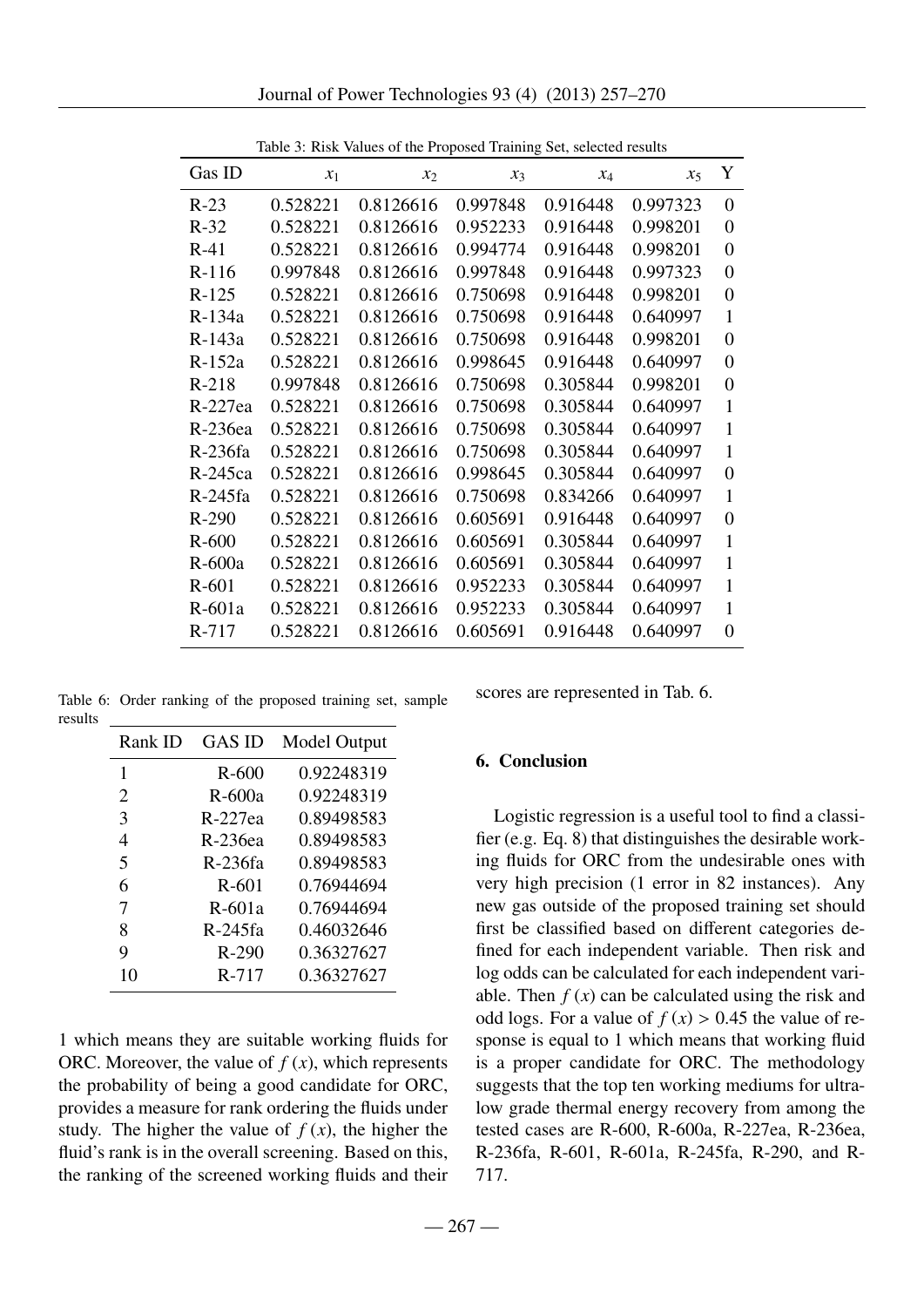Table 3: Risk Values of the Proposed Training Set, selected results

| Gas ID | $x_1$ | $x_2$ | $x_3$ | $x_4$ | $x_5$ | Y |
|---|---|---|---|---|---|---|
| R-23 | 0.528221 | 0.8126616 | 0.997848 | 0.916448 | 0.997323 | 0 |
| R-32 | 0.528221 | 0.8126616 | 0.952233 | 0.916448 | 0.998201 | 0 |
| R-41 | 0.528221 | 0.8126616 | 0.994774 | 0.916448 | 0.998201 | 0 |
| R-116 | 0.997848 | 0.8126616 | 0.997848 | 0.916448 | 0.997323 | 0 |
| R-125 | 0.528221 | 0.8126616 | 0.750698 | 0.916448 | 0.998201 | 0 |
| R-134a | 0.528221 | 0.8126616 | 0.750698 | 0.916448 | 0.640997 | 1 |
| R-143a | 0.528221 | 0.8126616 | 0.750698 | 0.916448 | 0.998201 | 0 |
| R-152a | 0.528221 | 0.8126616 | 0.998645 | 0.916448 | 0.640997 | 0 |
| R-218 | 0.997848 | 0.8126616 | 0.750698 | 0.305844 | 0.998201 | 0 |
| R-227ea | 0.528221 | 0.8126616 | 0.750698 | 0.305844 | 0.640997 | 1 |
| R-236ea | 0.528221 | 0.8126616 | 0.750698 | 0.305844 | 0.640997 | 1 |
| R-236fa | 0.528221 | 0.8126616 | 0.750698 | 0.305844 | 0.640997 | 1 |
| R-245ca | 0.528221 | 0.8126616 | 0.998645 | 0.305844 | 0.640997 | 0 |
| R-245fa | 0.528221 | 0.8126616 | 0.750698 | 0.834266 | 0.640997 | 1 |
| R-290 | 0.528221 | 0.8126616 | 0.605691 | 0.916448 | 0.640997 | 0 |
| R-600 | 0.528221 | 0.8126616 | 0.605691 | 0.305844 | 0.640997 | 1 |
| R-600a | 0.528221 | 0.8126616 | 0.605691 | 0.305844 | 0.640997 | 1 |
| R-601 | 0.528221 | 0.8126616 | 0.952233 | 0.305844 | 0.640997 | 1 |
| R-601a | 0.528221 | 0.8126616 | 0.952233 | 0.305844 | 0.640997 | 1 |
| R-717 | 0.528221 | 0.8126616 | 0.605691 | 0.916448 | 0.640997 | 0 |

Table 6: Order ranking of the proposed training set, sample results

| Rank ID | GAS ID | Model Output |
|---|---|---|
| 1 | R-600 | 0.92248319 |
| 2 | R-600a | 0.92248319 |
| 3 | R-227ea | 0.89498583 |
| 4 | R-236ea | 0.89498583 |
| 5 | R-236fa | 0.89498583 |
| 6 | R-601 | 0.76944694 |
| 7 | R-601a | 0.76944694 |
| 8 | R-245fa | 0.46032646 |
| 9 | R-290 | 0.36327627 |
| 10 | R-717 | 0.36327627 |

1 which means they are suitable working fluids for ORC. Moreover, the value of $f(x)$, which represents the probability of being a good candidate for ORC, provides a measure for rank ordering the fluids under study. The higher the value of $f(x)$, the higher the fluid's rank is in the overall screening. Based on this, the ranking of the screened working fluids and their scores are represented in Tab. 6.

## 6. Conclusion

Logistic regression is a useful tool to find a classifier (e.g. Eq. 8) that distinguishes the desirable working fluids for ORC from the undesirable ones with very high precision (1 error in 82 instances). Any new gas outside of the proposed training set should first be classified based on different categories defined for each independent variable. Then risk and log odds can be calculated for each independent variable. Then $f(x)$ can be calculated using the risk and odd logs. For a value of $f(x) > 0.45$ the value of response is equal to 1 which means that working fluid is a proper candidate for ORC. The methodology suggests that the top ten working mediums for ultra-low grade thermal energy recovery from among the tested cases are R-600, R-600a, R-227ea, R-236ea, R-236fa, R-601, R-601a, R-245fa, R-290, and R-717.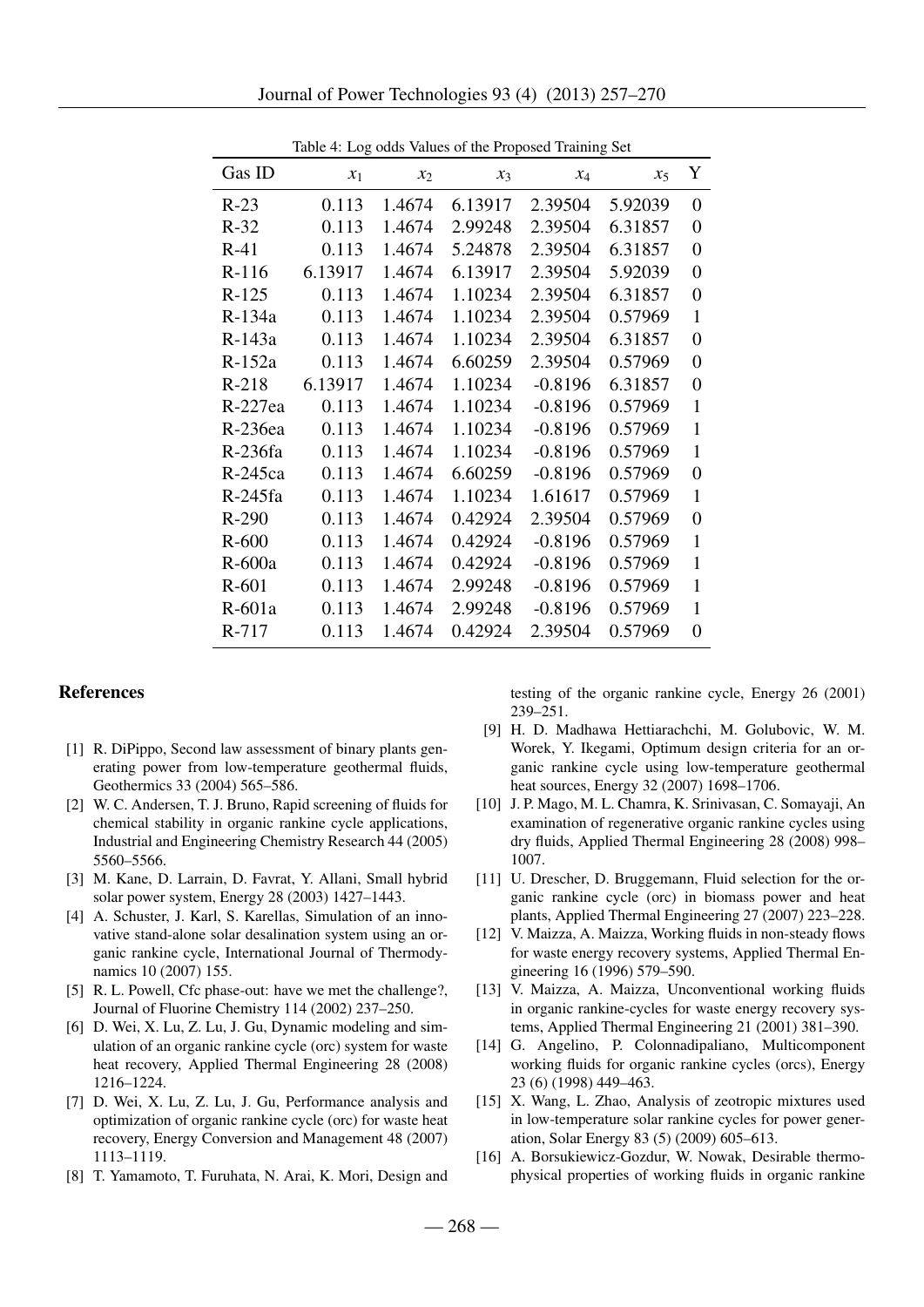Table 4: Log odds Values of the Proposed Training Set

| Gas ID | $x_1$ | $x_2$ | $x_3$ | $x_4$ | $x_5$ | Y |
|---|---|---|---|---|---|---|
| R-23 | 0.113 | 1.4674 | 6.13917 | 2.39504 | 5.92039 | 0 |
| R-32 | 0.113 | 1.4674 | 2.99248 | 2.39504 | 6.31857 | 0 |
| R-41 | 0.113 | 1.4674 | 5.24878 | 2.39504 | 6.31857 | 0 |
| R-116 | 6.13917 | 1.4674 | 6.13917 | 2.39504 | 5.92039 | 0 |
| R-125 | 0.113 | 1.4674 | 1.10234 | 2.39504 | 6.31857 | 0 |
| R-134a | 0.113 | 1.4674 | 1.10234 | 2.39504 | 0.57969 | 1 |
| R-143a | 0.113 | 1.4674 | 1.10234 | 2.39504 | 6.31857 | 0 |
| R-152a | 0.113 | 1.4674 | 6.60259 | 2.39504 | 0.57969 | 0 |
| R-218 | 6.13917 | 1.4674 | 1.10234 | -0.8196 | 6.31857 | 0 |
| R-227ea | 0.113 | 1.4674 | 1.10234 | -0.8196 | 0.57969 | 1 |
| R-236ea | 0.113 | 1.4674 | 1.10234 | -0.8196 | 0.57969 | 1 |
| R-236fa | 0.113 | 1.4674 | 1.10234 | -0.8196 | 0.57969 | 1 |
| R-245ca | 0.113 | 1.4674 | 6.60259 | -0.8196 | 0.57969 | 0 |
| R-245fa | 0.113 | 1.4674 | 1.10234 | 1.61617 | 0.57969 | 1 |
| R-290 | 0.113 | 1.4674 | 0.42924 | 2.39504 | 0.57969 | 0 |
| R-600 | 0.113 | 1.4674 | 0.42924 | -0.8196 | 0.57969 | 1 |
| R-600a | 0.113 | 1.4674 | 0.42924 | -0.8196 | 0.57969 | 1 |
| R-601 | 0.113 | 1.4674 | 2.99248 | -0.8196 | 0.57969 | 1 |
| R-601a | 0.113 | 1.4674 | 2.99248 | -0.8196 | 0.57969 | 1 |
| R-717 | 0.113 | 1.4674 | 0.42924 | 2.39504 | 0.57969 | 0 |

## References

[1] R. DiPippo, Second law assessment of binary plants generating power from low-temperature geothermal fluids, Geothermics 33 (2004) 565–586.

[2] W. C. Andersen, T. J. Bruno, Rapid screening of fluids for chemical stability in organic rankine cycle applications, Industrial and Engineering Chemistry Research 44 (2005) 5560–5566.

[3] M. Kane, D. Larrain, D. Favrat, Y. Allani, Small hybrid solar power system, Energy 28 (2003) 1427–1443.

[4] A. Schuster, J. Karl, S. Karellas, Simulation of an innovative stand-alone solar desalination system using an organic rankine cycle, International Journal of Thermodynamics 10 (2007) 155.

[5] R. L. Powell, Cfc phase-out: have we met the challenge?, Journal of Fluorine Chemistry 114 (2002) 237–250.

[6] D. Wei, X. Lu, Z. Lu, J. Gu, Dynamic modeling and simulation of an organic rankine cycle (orc) system for waste heat recovery, Applied Thermal Engineering 28 (2008) 1216–1224.

[7] D. Wei, X. Lu, Z. Lu, J. Gu, Performance analysis and optimization of organic rankine cycle (orc) for waste heat recovery, Energy Conversion and Management 48 (2007) 1113–1119.

[8] T. Yamamoto, T. Furuhata, N. Arai, K. Mori, Design and testing of the organic rankine cycle, Energy 26 (2001) 239–251.

[9] H. D. Madhawa Hettiarachchi, M. Golubovic, W. M. Worek, Y. Ikegami, Optimum design criteria for an organic rankine cycle using low-temperature geothermal heat sources, Energy 32 (2007) 1698–1706.

[10] J. P. Mago, M. L. Chamra, K. Srinivasan, C. Somayaji, An examination of regenerative organic rankine cycles using dry fluids, Applied Thermal Engineering 28 (2008) 998–1007.

[11] U. Drescher, D. Bruggemann, Fluid selection for the organic rankine cycle (orc) in biomass power and heat plants, Applied Thermal Engineering 27 (2007) 223–228.

[12] V. Maizza, A. Maizza, Working fluids in non-steady flows for waste energy recovery systems, Applied Thermal Engineering 16 (1996) 579–590.

[13] V. Maizza, A. Maizza, Unconventional working fluids in organic rankine-cycles for waste energy recovery systems, Applied Thermal Engineering 21 (2001) 381–390.

[14] G. Angelino, P. Colonnadipaliano, Multicomponent working fluids for organic rankine cycles (orcs), Energy 23 (6) (1998) 449–463.

[15] X. Wang, L. Zhao, Analysis of zeotropic mixtures used in low-temperature solar rankine cycles for power generation, Solar Energy 83 (5) (2009) 605–613.

[16] A. Borsukiewicz-Gozdur, W. Nowak, Desirable thermophysical properties of working fluids in organic rankine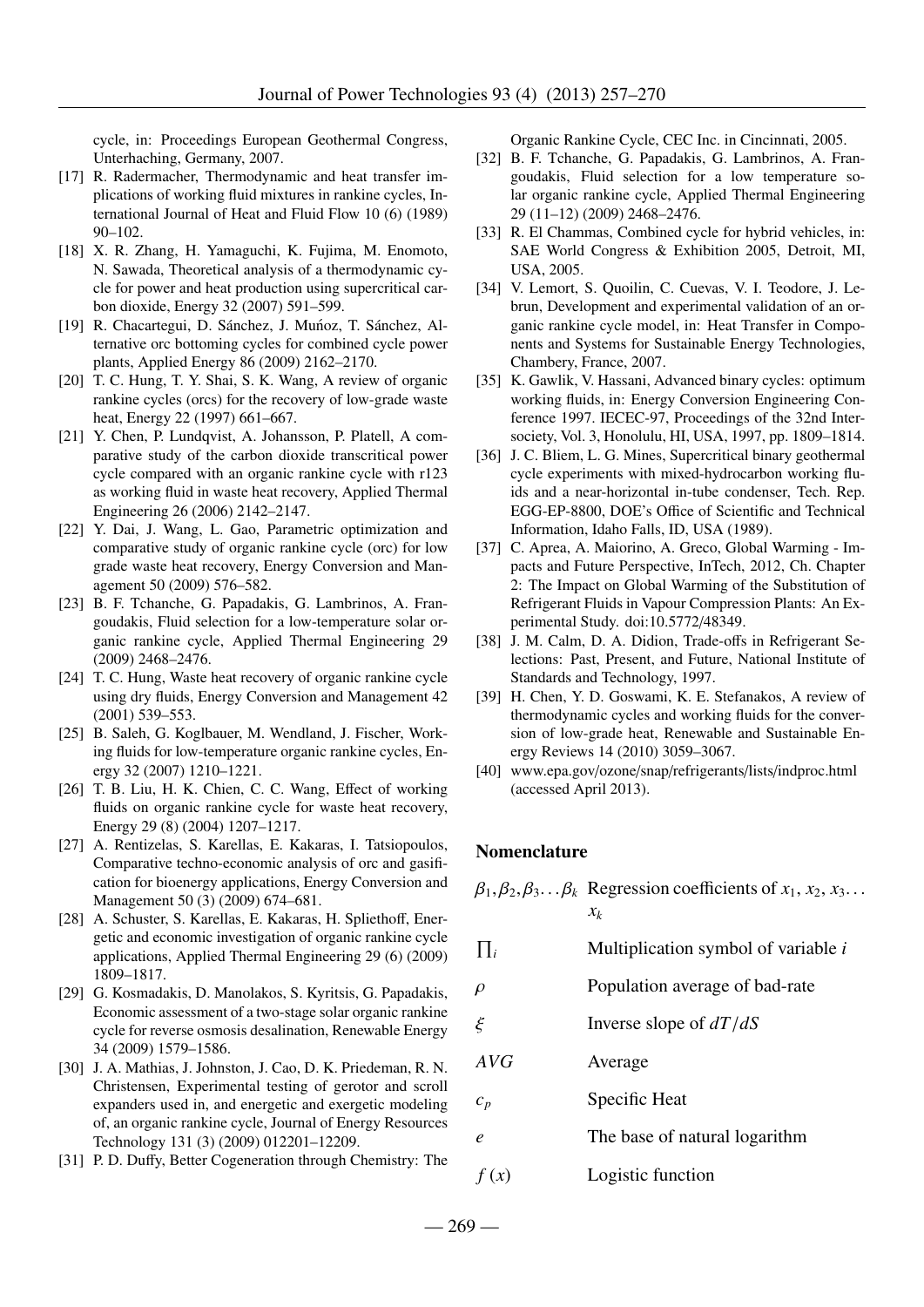cycle, in: Proceedings European Geothermal Congress, Unterhaching, Germany, 2007.

[17] R. Radermacher, Thermodynamic and heat transfer implications of working fluid mixtures in rankine cycles, International Journal of Heat and Fluid Flow 10 (6) (1989) 90–102.

[18] X. R. Zhang, H. Yamaguchi, K. Fujima, M. Enomoto, N. Sawada, Theoretical analysis of a thermodynamic cycle for power and heat production using supercritical carbon dioxide, Energy 32 (2007) 591–599.

[19] R. Chacartegui, D. Sánchez, J. Muñoz, T. Sánchez, Alternative orc bottoming cycles for combined cycle power plants, Applied Energy 86 (2009) 2162–2170.

[20] T. C. Hung, T. Y. Shai, S. K. Wang, A review of organic rankine cycles (orcs) for the recovery of low-grade waste heat, Energy 22 (1997) 661–667.

[21] Y. Chen, P. Lundqvist, A. Johansson, P. Platell, A comparative study of the carbon dioxide transcritical power cycle compared with an organic rankine cycle with r123 as working fluid in waste heat recovery, Applied Thermal Engineering 26 (2006) 2142–2147.

[22] Y. Dai, J. Wang, L. Gao, Parametric optimization and comparative study of organic rankine cycle (orc) for low grade waste heat recovery, Energy Conversion and Management 50 (2009) 576–582.

[23] B. F. Tchanche, G. Papadakis, G. Lambrinos, A. Frangoudakis, Fluid selection for a low-temperature solar organic rankine cycle, Applied Thermal Engineering 29 (2009) 2468–2476.

[24] T. C. Hung, Waste heat recovery of organic rankine cycle using dry fluids, Energy Conversion and Management 42 (2001) 539–553.

[25] B. Saleh, G. Koglbauer, M. Wendland, J. Fischer, Working fluids for low-temperature organic rankine cycles, Energy 32 (2007) 1210–1221.

[26] T. B. Liu, H. K. Chien, C. C. Wang, Effect of working fluids on organic rankine cycle for waste heat recovery, Energy 29 (8) (2004) 1207–1217.

[27] A. Rentizelas, S. Karellas, E. Kakaras, I. Tatsiopoulos, Comparative techno-economic analysis of orc and gasification for bioenergy applications, Energy Conversion and Management 50 (3) (2009) 674–681.

[28] A. Schuster, S. Karellas, E. Kakaras, H. Spliethoff, Energetic and economic investigation of organic rankine cycle applications, Applied Thermal Engineering 29 (6) (2009) 1809–1817.

[29] G. Kosmadakis, D. Manolakos, S. Kyritsis, G. Papadakis, Economic assessment of a two-stage solar organic rankine cycle for reverse osmosis desalination, Renewable Energy 34 (2009) 1579–1586.

[30] J. A. Mathias, J. Johnston, J. Cao, D. K. Priedeman, R. N. Christensen, Experimental testing of gerotor and scroll expanders used in, and energetic and exergetic modeling of, an organic rankine cycle, Journal of Energy Resources Technology 131 (3) (2009) 012201–12209.

[31] P. D. Duffy, Better Cogeneration through Chemistry: The Organic Rankine Cycle, CEC Inc. in Cincinnati, 2005.

[32] B. F. Tchanche, G. Papadakis, G. Lambrinos, A. Frangoudakis, Fluid selection for a low temperature solar organic rankine cycle, Applied Thermal Engineering 29 (11–12) (2009) 2468–2476.

[33] R. El Chammas, Combined cycle for hybrid vehicles, in: SAE World Congress & Exhibition 2005, Detroit, MI, USA, 2005.

[34] V. Lemort, S. Quoilin, C. Cuevas, V. I. Teodore, J. Lebrun, Development and experimental validation of an organic rankine cycle model, in: Heat Transfer in Components and Systems for Sustainable Energy Technologies, Chambery, France, 2007.

[35] K. Gawlik, V. Hassani, Advanced binary cycles: optimum working fluids, in: Energy Conversion Engineering Conference 1997. IECEC-97, Proceedings of the 32nd Intersociety, Vol. 3, Honolulu, HI, USA, 1997, pp. 1809–1814.

[36] J. C. Bliem, L. G. Mines, Supercritical binary geothermal cycle experiments with mixed-hydrocarbon working fluids and a near-horizontal in-tube condenser, Tech. Rep. EGG-EP-8800, DOE's Office of Scientific and Technical Information, Idaho Falls, ID, USA (1989).

[37] C. Aprea, A. Maiorino, A. Greco, Global Warming - Impacts and Future Perspective, InTech, 2012, Ch. Chapter 2: The Impact on Global Warming of the Substitution of Refrigerant Fluids in Vapour Compression Plants: An Experimental Study. doi:10.5772/48349.

[38] J. M. Calm, D. A. Didion, Trade-offs in Refrigerant Selections: Past, Present, and Future, National Institute of Standards and Technology, 1997.

[39] H. Chen, Y. D. Goswami, K. E. Stefanakos, A review of thermodynamic cycles and working fluids for the conversion of low-grade heat, Renewable and Sustainable Energy Reviews 14 (2010) 3059–3067.

[40] www.epa.gov/ozone/snap/refrigerants/lists/indproc.html (accessed April 2013).

## Nomenclature

| | |
|---|---|
| $\beta_1, \beta_2, \beta_3 \ldots \beta_k$ | Regression coefficients of $x_1$, $x_2$, $x_3 \ldots x_k$ |
| $\prod_i$ | Multiplication symbol of variable $i$ |
| $\rho$ | Population average of bad-rate |
| $\xi$ | Inverse slope of $dT/dS$ |
| $AVG$ | Average |
| $c_p$ | Specific Heat |
| $e$ | The base of natural logarithm |
| $f(x)$ | Logistic function |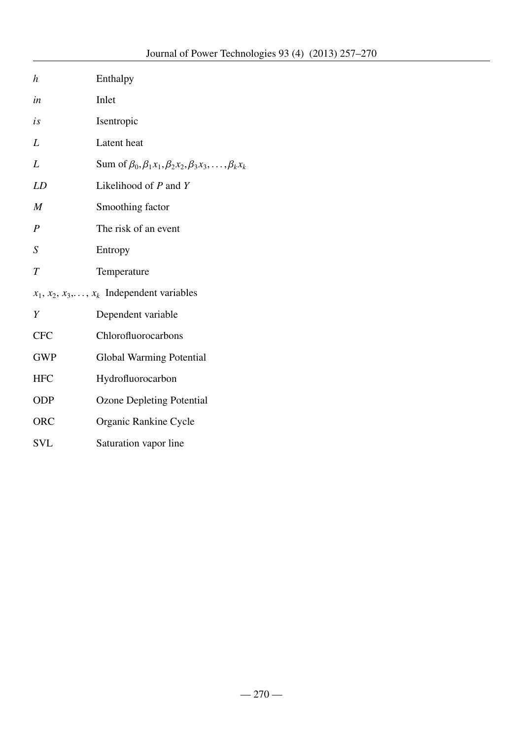| | |
|---|---|
| $h$ | Enthalpy |
| $in$ | Inlet |
| $is$ | Isentropic |
| $L$ | Latent heat |
| $L$ | Sum of $\beta_0, \beta_1 x_1, \beta_2 x_2, \beta_3 x_3, \ldots, \beta_k x_k$ |
| $LD$ | Likelihood of $P$ and $Y$ |
| $M$ | Smoothing factor |
| $P$ | The risk of an event |
| $S$ | Entropy |
| $T$ | Temperature |
| $x_1$, $x_2$, $x_3$,..., $x_k$ | Independent variables |
| $Y$ | Dependent variable |
| CFC | Chlorofluorocarbons |
| GWP | Global Warming Potential |
| HFC | Hydrofluorocarbon |
| ODP | Ozone Depleting Potential |
| ORC | Organic Rankine Cycle |
| SVL | Saturation vapor line |